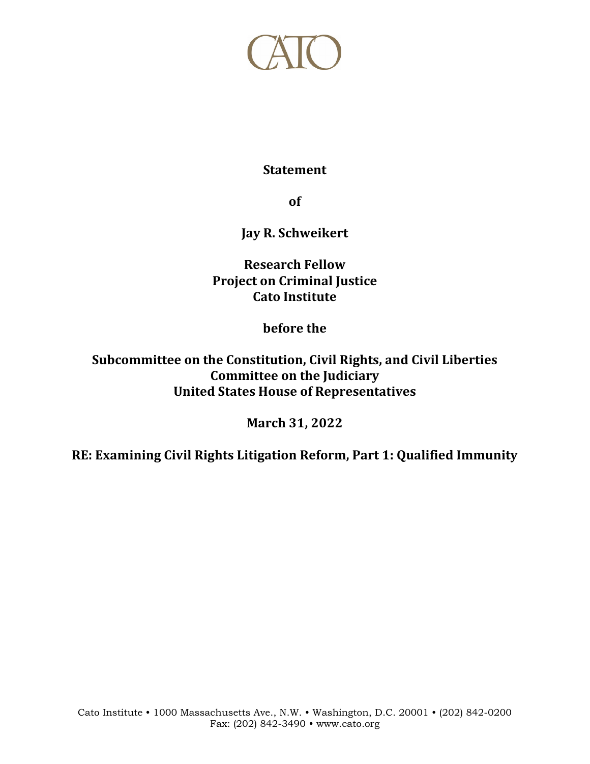CATO

**Statement**

**of**

**Jay R. Schweikert**

**Research Fellow**
**Project on Criminal Justice**
**Cato Institute**

**before the**

**Subcommittee on the Constitution, Civil Rights, and Civil Liberties**
**Committee on the Judiciary**
**United States House of Representatives**

**March 31, 2022**

**RE: Examining Civil Rights Litigation Reform, Part 1: Qualified Immunity**

Cato Institute • 1000 Massachusetts Ave., N.W. • Washington, D.C. 20001 • (202) 842-0200
Fax: (202) 842-3490 • www.cato.org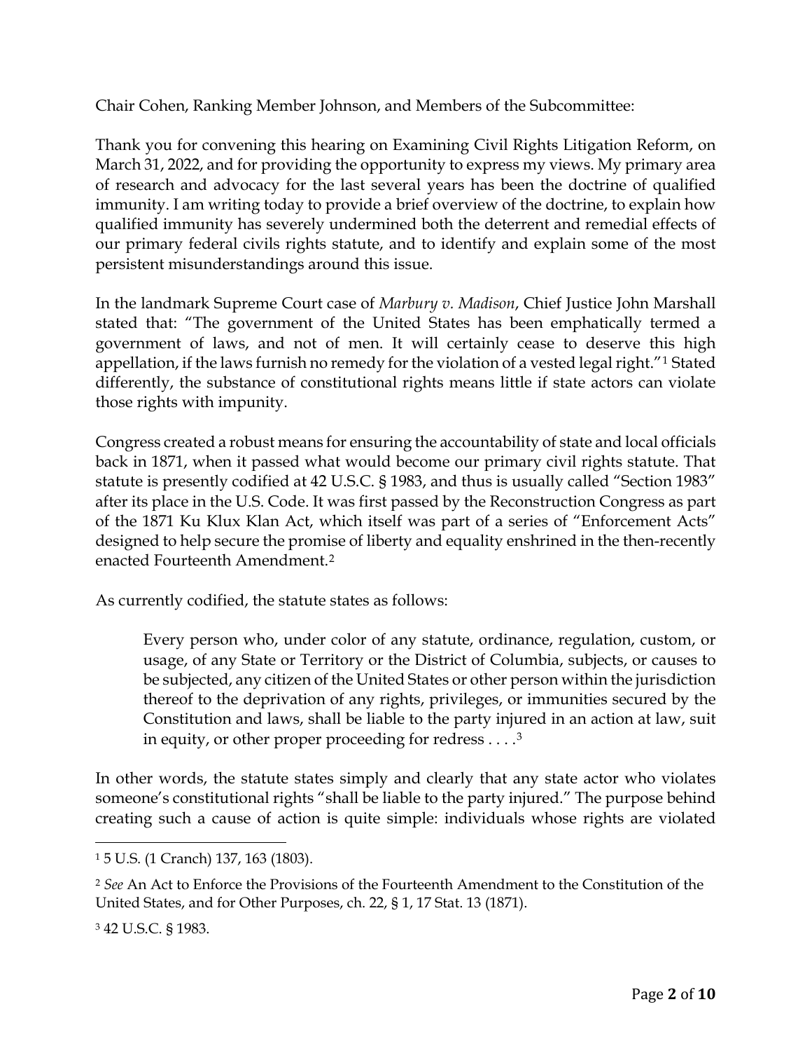Chair Cohen, Ranking Member Johnson, and Members of the Subcommittee:

Thank you for convening this hearing on Examining Civil Rights Litigation Reform, on March 31, 2022, and for providing the opportunity to express my views. My primary area of research and advocacy for the last several years has been the doctrine of qualified immunity. I am writing today to provide a brief overview of the doctrine, to explain how qualified immunity has severely undermined both the deterrent and remedial effects of our primary federal civils rights statute, and to identify and explain some of the most persistent misunderstandings around this issue.

In the landmark Supreme Court case of *Marbury v. Madison*, Chief Justice John Marshall stated that: "The government of the United States has been emphatically termed a government of laws, and not of men. It will certainly cease to deserve this high appellation, if the laws furnish no remedy for the violation of a vested legal right."[1] Stated differently, the substance of constitutional rights means little if state actors can violate those rights with impunity.

Congress created a robust means for ensuring the accountability of state and local officials back in 1871, when it passed what would become our primary civil rights statute. That statute is presently codified at 42 U.S.C. § 1983, and thus is usually called "Section 1983" after its place in the U.S. Code. It was first passed by the Reconstruction Congress as part of the 1871 Ku Klux Klan Act, which itself was part of a series of "Enforcement Acts" designed to help secure the promise of liberty and equality enshrined in the then-recently enacted Fourteenth Amendment.[2]

As currently codified, the statute states as follows:

> Every person who, under color of any statute, ordinance, regulation, custom, or usage, of any State or Territory or the District of Columbia, subjects, or causes to be subjected, any citizen of the United States or other person within the jurisdiction thereof to the deprivation of any rights, privileges, or immunities secured by the Constitution and laws, shall be liable to the party injured in an action at law, suit in equity, or other proper proceeding for redress . . . .[3]

In other words, the statute states simply and clearly that any state actor who violates someone's constitutional rights "shall be liable to the party injured." The purpose behind creating such a cause of action is quite simple: individuals whose rights are violated

---

[1] 5 U.S. (1 Cranch) 137, 163 (1803).

[2] *See* An Act to Enforce the Provisions of the Fourteenth Amendment to the Constitution of the United States, and for Other Purposes, ch. 22, § 1, 17 Stat. 13 (1871).

[3] 42 U.S.C. § 1983.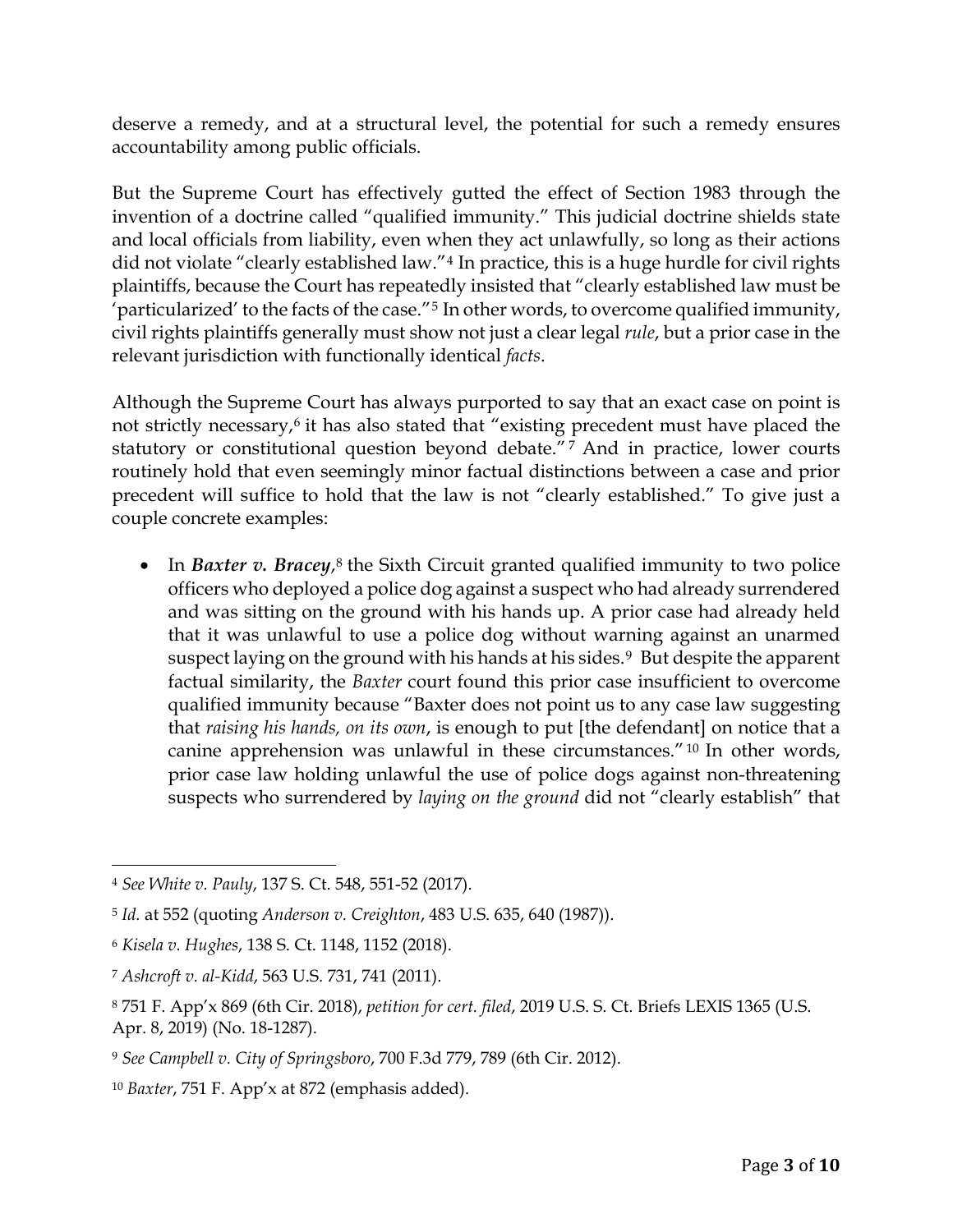deserve a remedy, and at a structural level, the potential for such a remedy ensures accountability among public officials.

But the Supreme Court has effectively gutted the effect of Section 1983 through the invention of a doctrine called "qualified immunity." This judicial doctrine shields state and local officials from liability, even when they act unlawfully, so long as their actions did not violate "clearly established law."[4] In practice, this is a huge hurdle for civil rights plaintiffs, because the Court has repeatedly insisted that "clearly established law must be 'particularized' to the facts of the case."[5] In other words, to overcome qualified immunity, civil rights plaintiffs generally must show not just a clear legal *rule*, but a prior case in the relevant jurisdiction with functionally identical *facts*.

Although the Supreme Court has always purported to say that an exact case on point is not strictly necessary,[6] it has also stated that "existing precedent must have placed the statutory or constitutional question beyond debate."[7] And in practice, lower courts routinely hold that even seemingly minor factual distinctions between a case and prior precedent will suffice to hold that the law is not "clearly established." To give just a couple concrete examples:

- In ***Baxter v. Bracey***,[8] the Sixth Circuit granted qualified immunity to two police officers who deployed a police dog against a suspect who had already surrendered and was sitting on the ground with his hands up. A prior case had already held that it was unlawful to use a police dog without warning against an unarmed suspect laying on the ground with his hands at his sides.[9] But despite the apparent factual similarity, the *Baxter* court found this prior case insufficient to overcome qualified immunity because "Baxter does not point us to any case law suggesting that *raising his hands, on its own*, is enough to put [the defendant] on notice that a canine apprehension was unlawful in these circumstances."[10] In other words, prior case law holding unlawful the use of police dogs against non-threatening suspects who surrendered by *laying on the ground* did not "clearly establish" that

---

[4] *See White v. Pauly*, 137 S. Ct. 548, 551-52 (2017).

[5] *Id.* at 552 (quoting *Anderson v. Creighton*, 483 U.S. 635, 640 (1987)).

[6] *Kisela v. Hughes*, 138 S. Ct. 1148, 1152 (2018).

[7] *Ashcroft v. al-Kidd*, 563 U.S. 731, 741 (2011).

[8] 751 F. App'x 869 (6th Cir. 2018), *petition for cert. filed*, 2019 U.S. S. Ct. Briefs LEXIS 1365 (U.S. Apr. 8, 2019) (No. 18-1287).

[9] *See Campbell v. City of Springsboro*, 700 F.3d 779, 789 (6th Cir. 2012).

[10] *Baxter*, 751 F. App'x at 872 (emphasis added).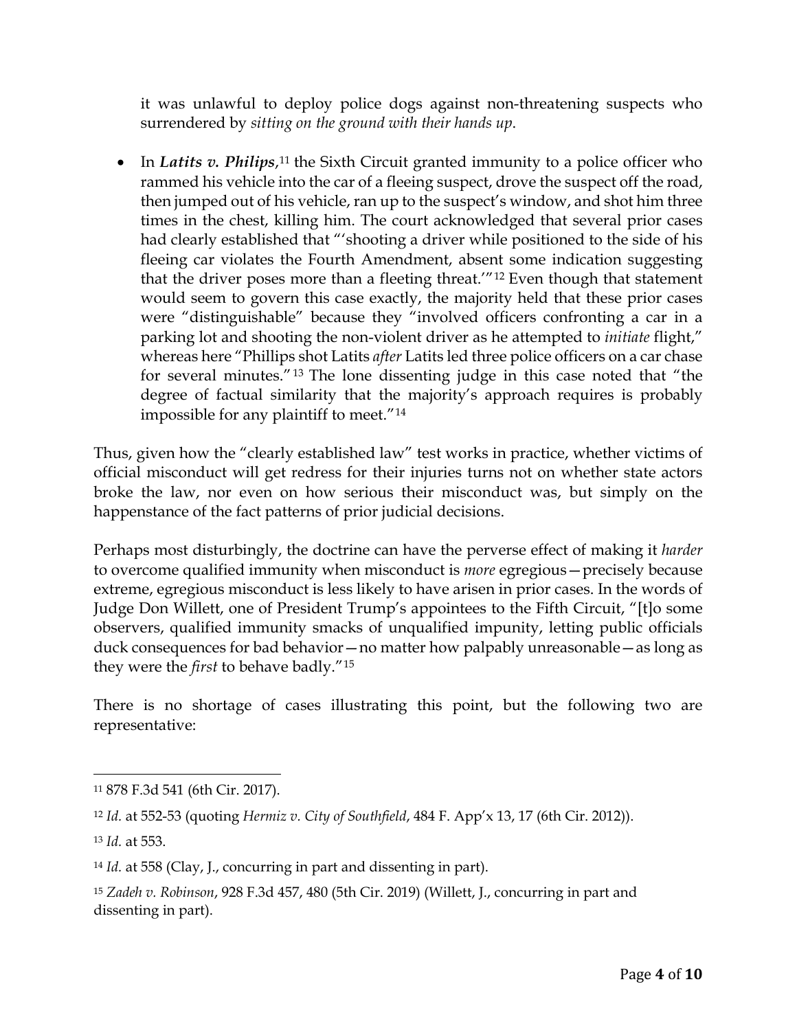it was unlawful to deploy police dogs against non-threatening suspects who surrendered by *sitting on the ground with their hands up*.

- In ***Latits v. Philips***,[11] the Sixth Circuit granted immunity to a police officer who rammed his vehicle into the car of a fleeing suspect, drove the suspect off the road, then jumped out of his vehicle, ran up to the suspect's window, and shot him three times in the chest, killing him. The court acknowledged that several prior cases had clearly established that "'shooting a driver while positioned to the side of his fleeing car violates the Fourth Amendment, absent some indication suggesting that the driver poses more than a fleeting threat.'"[12] Even though that statement would seem to govern this case exactly, the majority held that these prior cases were "distinguishable" because they "involved officers confronting a car in a parking lot and shooting the non-violent driver as he attempted to *initiate* flight," whereas here "Phillips shot Latits *after* Latits led three police officers on a car chase for several minutes."[13] The lone dissenting judge in this case noted that "the degree of factual similarity that the majority's approach requires is probably impossible for any plaintiff to meet."[14]

Thus, given how the "clearly established law" test works in practice, whether victims of official misconduct will get redress for their injuries turns not on whether state actors broke the law, nor even on how serious their misconduct was, but simply on the happenstance of the fact patterns of prior judicial decisions.

Perhaps most disturbingly, the doctrine can have the perverse effect of making it *harder* to overcome qualified immunity when misconduct is *more* egregious—precisely because extreme, egregious misconduct is less likely to have arisen in prior cases. In the words of Judge Don Willett, one of President Trump's appointees to the Fifth Circuit, "[t]o some observers, qualified immunity smacks of unqualified impunity, letting public officials duck consequences for bad behavior—no matter how palpably unreasonable—as long as they were the *first* to behave badly."[15]

There is no shortage of cases illustrating this point, but the following two are representative:

---

[11] 878 F.3d 541 (6th Cir. 2017).

[12] *Id.* at 552-53 (quoting *Hermiz v. City of Southfield*, 484 F. App'x 13, 17 (6th Cir. 2012)).

[13] *Id.* at 553.

[14] *Id.* at 558 (Clay, J., concurring in part and dissenting in part).

[15] *Zadeh v. Robinson*, 928 F.3d 457, 480 (5th Cir. 2019) (Willett, J., concurring in part and dissenting in part).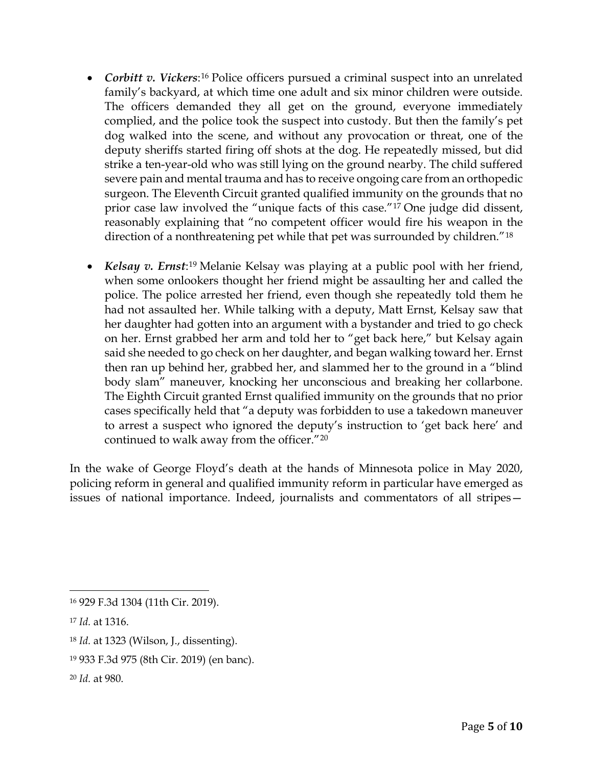- ***Corbitt v. Vickers***:[16] Police officers pursued a criminal suspect into an unrelated family's backyard, at which time one adult and six minor children were outside. The officers demanded they all get on the ground, everyone immediately complied, and the police took the suspect into custody. But then the family's pet dog walked into the scene, and without any provocation or threat, one of the deputy sheriffs started firing off shots at the dog. He repeatedly missed, but did strike a ten-year-old who was still lying on the ground nearby. The child suffered severe pain and mental trauma and has to receive ongoing care from an orthopedic surgeon. The Eleventh Circuit granted qualified immunity on the grounds that no prior case law involved the "unique facts of this case."[17] One judge did dissent, reasonably explaining that "no competent officer would fire his weapon in the direction of a nonthreatening pet while that pet was surrounded by children."[18]

- ***Kelsay v. Ernst***:[19] Melanie Kelsay was playing at a public pool with her friend, when some onlookers thought her friend might be assaulting her and called the police. The police arrested her friend, even though she repeatedly told them he had not assaulted her. While talking with a deputy, Matt Ernst, Kelsay saw that her daughter had gotten into an argument with a bystander and tried to go check on her. Ernst grabbed her arm and told her to "get back here," but Kelsay again said she needed to go check on her daughter, and began walking toward her. Ernst then ran up behind her, grabbed her, and slammed her to the ground in a "blind body slam" maneuver, knocking her unconscious and breaking her collarbone. The Eighth Circuit granted Ernst qualified immunity on the grounds that no prior cases specifically held that "a deputy was forbidden to use a takedown maneuver to arrest a suspect who ignored the deputy's instruction to 'get back here' and continued to walk away from the officer."[20]

In the wake of George Floyd's death at the hands of Minnesota police in May 2020, policing reform in general and qualified immunity reform in particular have emerged as issues of national importance. Indeed, journalists and commentators of all stripes—

---

[16] 929 F.3d 1304 (11th Cir. 2019).

[17] *Id.* at 1316.

[18] *Id.* at 1323 (Wilson, J., dissenting).

[19] 933 F.3d 975 (8th Cir. 2019) (en banc).

[20] *Id.* at 980.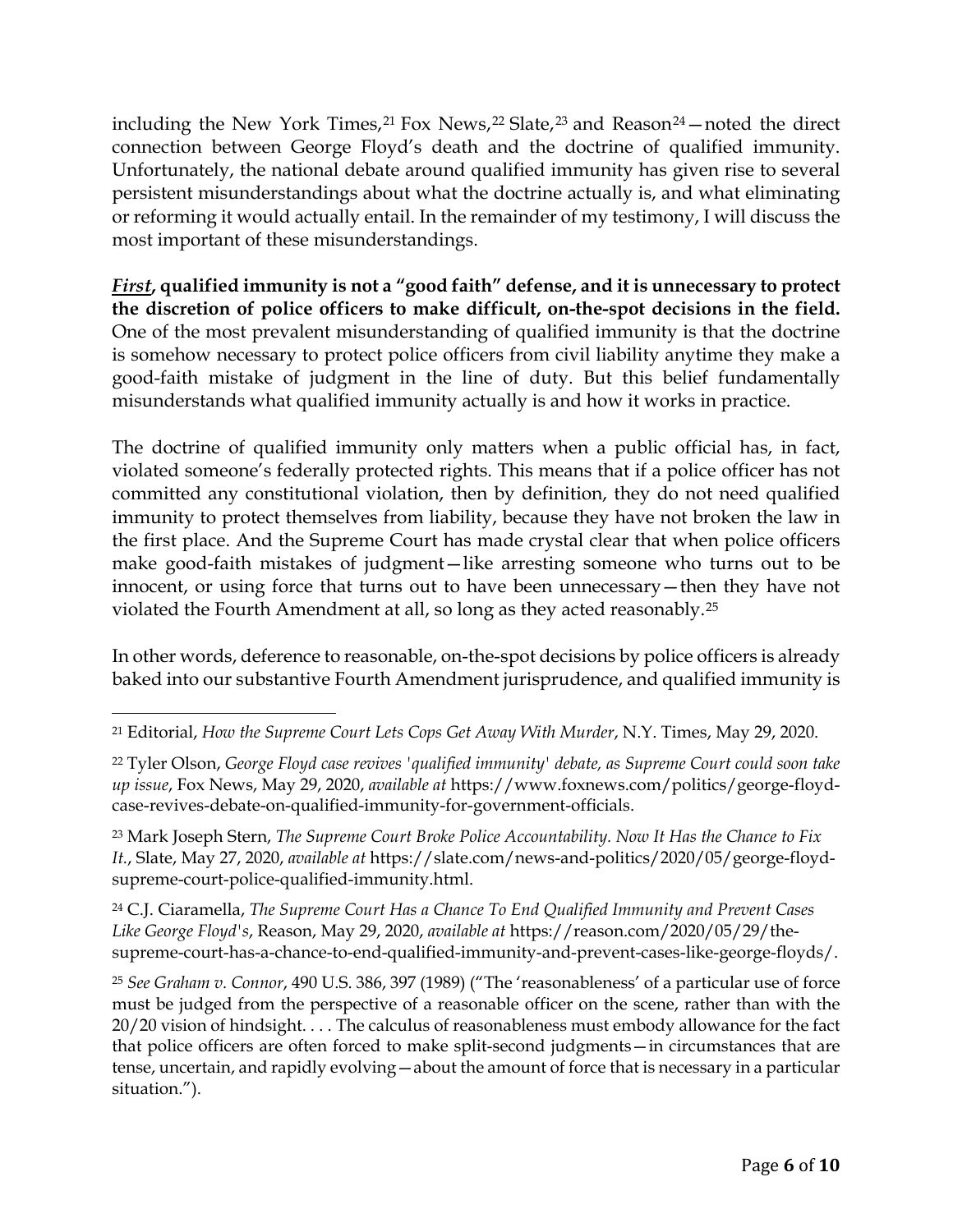including the New York Times,[21] Fox News,[22] Slate,[23] and Reason[24]—noted the direct connection between George Floyd's death and the doctrine of qualified immunity. Unfortunately, the national debate around qualified immunity has given rise to several persistent misunderstandings about what the doctrine actually is, and what eliminating or reforming it would actually entail. In the remainder of my testimony, I will discuss the most important of these misunderstandings.

***First*, qualified immunity is not a "good faith" defense, and it is unnecessary to protect the discretion of police officers to make difficult, on-the-spot decisions in the field.** One of the most prevalent misunderstanding of qualified immunity is that the doctrine is somehow necessary to protect police officers from civil liability anytime they make a good-faith mistake of judgment in the line of duty. But this belief fundamentally misunderstands what qualified immunity actually is and how it works in practice.

The doctrine of qualified immunity only matters when a public official has, in fact, violated someone's federally protected rights. This means that if a police officer has not committed any constitutional violation, then by definition, they do not need qualified immunity to protect themselves from liability, because they have not broken the law in the first place. And the Supreme Court has made crystal clear that when police officers make good-faith mistakes of judgment—like arresting someone who turns out to be innocent, or using force that turns out to have been unnecessary—then they have not violated the Fourth Amendment at all, so long as they acted reasonably.[25]

In other words, deference to reasonable, on-the-spot decisions by police officers is already baked into our substantive Fourth Amendment jurisprudence, and qualified immunity is

---

[21] Editorial, *How the Supreme Court Lets Cops Get Away With Murder*, N.Y. Times, May 29, 2020.

[22] Tyler Olson, *George Floyd case revives 'qualified immunity' debate, as Supreme Court could soon take up issue*, Fox News, May 29, 2020, *available at* https://www.foxnews.com/politics/george-floyd-case-revives-debate-on-qualified-immunity-for-government-officials.

[23] Mark Joseph Stern, *The Supreme Court Broke Police Accountability. Now It Has the Chance to Fix It.*, Slate, May 27, 2020, *available at* https://slate.com/news-and-politics/2020/05/george-floyd-supreme-court-police-qualified-immunity.html.

[24] C.J. Ciaramella, *The Supreme Court Has a Chance To End Qualified Immunity and Prevent Cases Like George Floyd's*, Reason, May 29, 2020, *available at* https://reason.com/2020/05/29/the-supreme-court-has-a-chance-to-end-qualified-immunity-and-prevent-cases-like-george-floyds/.

[25] *See Graham v. Connor*, 490 U.S. 386, 397 (1989) ("The 'reasonableness' of a particular use of force must be judged from the perspective of a reasonable officer on the scene, rather than with the 20/20 vision of hindsight. . . . The calculus of reasonableness must embody allowance for the fact that police officers are often forced to make split-second judgments—in circumstances that are tense, uncertain, and rapidly evolving—about the amount of force that is necessary in a particular situation.").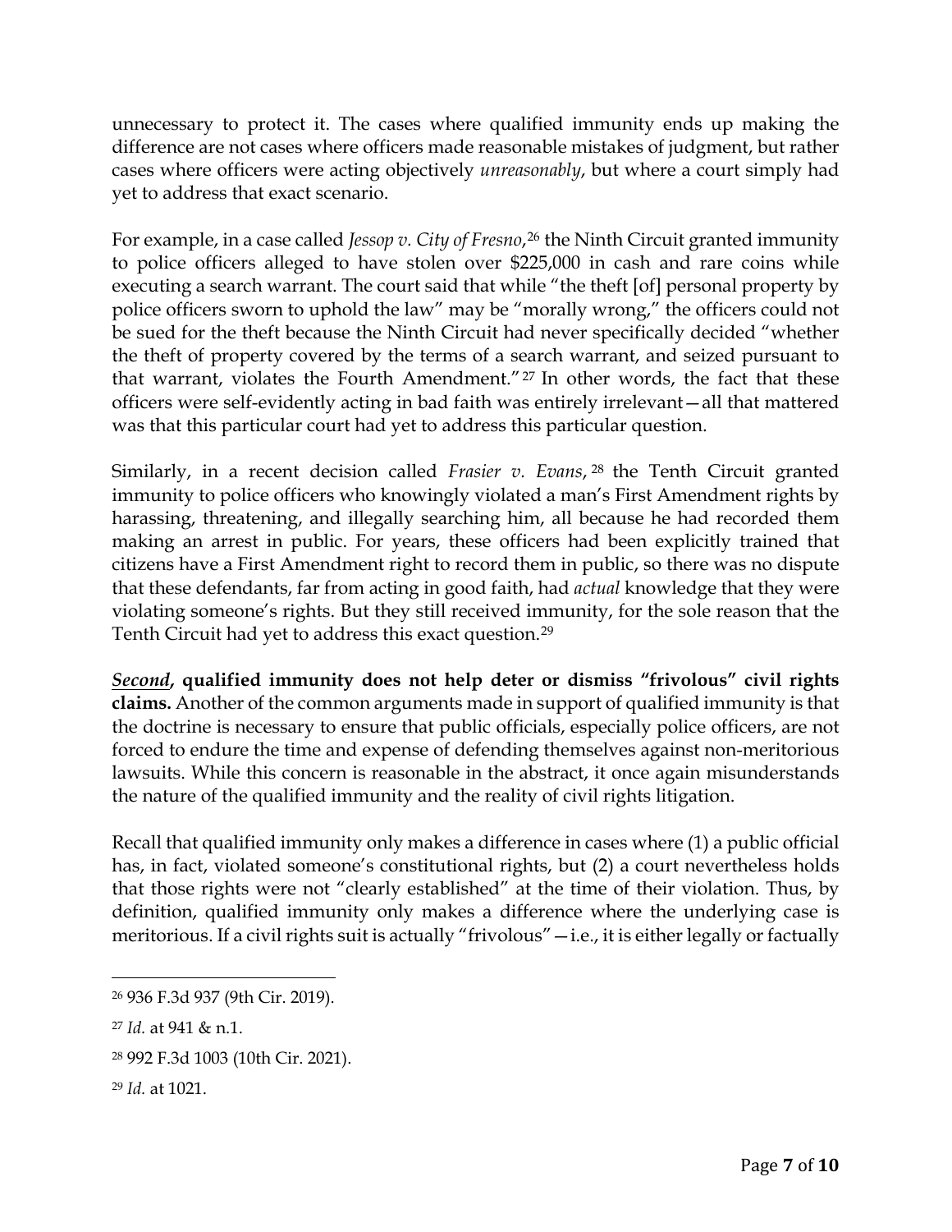unnecessary to protect it. The cases where qualified immunity ends up making the difference are not cases where officers made reasonable mistakes of judgment, but rather cases where officers were acting objectively *unreasonably*, but where a court simply had yet to address that exact scenario.

For example, in a case called *Jessop v. City of Fresno*,[26] the Ninth Circuit granted immunity to police officers alleged to have stolen over $225,000 in cash and rare coins while executing a search warrant. The court said that while "the theft [of] personal property by police officers sworn to uphold the law" may be "morally wrong," the officers could not be sued for the theft because the Ninth Circuit had never specifically decided "whether the theft of property covered by the terms of a search warrant, and seized pursuant to that warrant, violates the Fourth Amendment."[27] In other words, the fact that these officers were self-evidently acting in bad faith was entirely irrelevant—all that mattered was that this particular court had yet to address this particular question.

Similarly, in a recent decision called *Frasier v. Evans*,[28] the Tenth Circuit granted immunity to police officers who knowingly violated a man's First Amendment rights by harassing, threatening, and illegally searching him, all because he had recorded them making an arrest in public. For years, these officers had been explicitly trained that citizens have a First Amendment right to record them in public, so there was no dispute that these defendants, far from acting in good faith, had *actual* knowledge that they were violating someone's rights. But they still received immunity, for the sole reason that the Tenth Circuit had yet to address this exact question.[29]

***<u>Second</u>*, qualified immunity does not help deter or dismiss "frivolous" civil rights claims.** Another of the common arguments made in support of qualified immunity is that the doctrine is necessary to ensure that public officials, especially police officers, are not forced to endure the time and expense of defending themselves against non-meritorious lawsuits. While this concern is reasonable in the abstract, it once again misunderstands the nature of the qualified immunity and the reality of civil rights litigation.

Recall that qualified immunity only makes a difference in cases where (1) a public official has, in fact, violated someone's constitutional rights, but (2) a court nevertheless holds that those rights were not "clearly established" at the time of their violation. Thus, by definition, qualified immunity only makes a difference where the underlying case is meritorious. If a civil rights suit is actually "frivolous"—i.e., it is either legally or factually

---

[26] 936 F.3d 937 (9th Cir. 2019).

[27] *Id.* at 941 & n.1.

[28] 992 F.3d 1003 (10th Cir. 2021).

[29] *Id.* at 1021.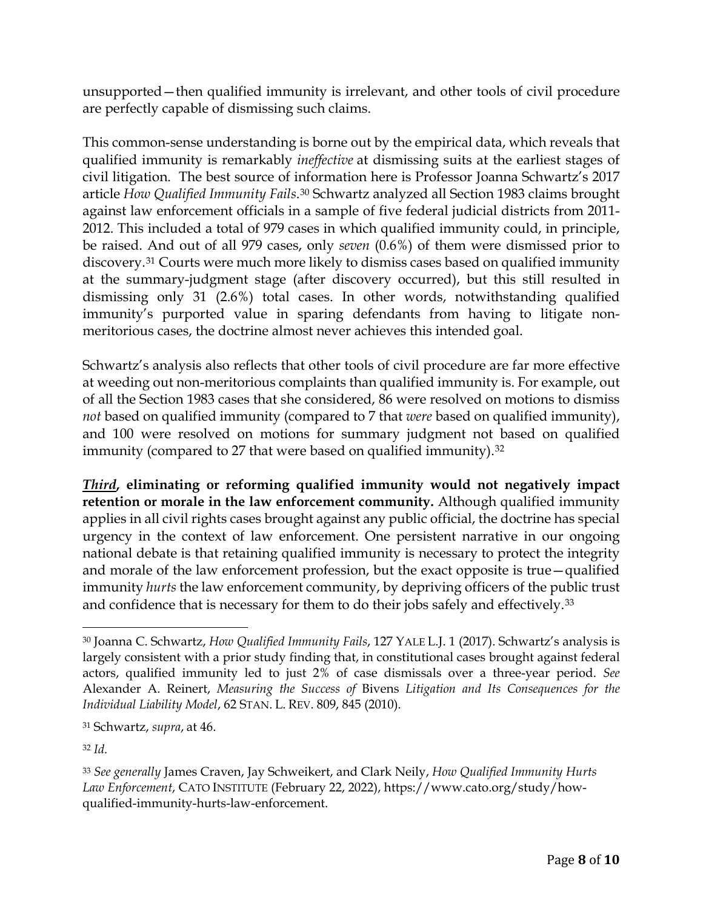unsupported—then qualified immunity is irrelevant, and other tools of civil procedure are perfectly capable of dismissing such claims.

This common-sense understanding is borne out by the empirical data, which reveals that qualified immunity is remarkably *ineffective* at dismissing suits at the earliest stages of civil litigation. The best source of information here is Professor Joanna Schwartz's 2017 article *How Qualified Immunity Fails*.[30] Schwartz analyzed all Section 1983 claims brought against law enforcement officials in a sample of five federal judicial districts from 2011-2012. This included a total of 979 cases in which qualified immunity could, in principle, be raised. And out of all 979 cases, only *seven* (0.6%) of them were dismissed prior to discovery.[31] Courts were much more likely to dismiss cases based on qualified immunity at the summary-judgment stage (after discovery occurred), but this still resulted in dismissing only 31 (2.6%) total cases. In other words, notwithstanding qualified immunity's purported value in sparing defendants from having to litigate non-meritorious cases, the doctrine almost never achieves this intended goal.

Schwartz's analysis also reflects that other tools of civil procedure are far more effective at weeding out non-meritorious complaints than qualified immunity is. For example, out of all the Section 1983 cases that she considered, 86 were resolved on motions to dismiss *not* based on qualified immunity (compared to 7 that *were* based on qualified immunity), and 100 were resolved on motions for summary judgment not based on qualified immunity (compared to 27 that were based on qualified immunity).[32]

***<u>Third</u>*, eliminating or reforming qualified immunity would not negatively impact retention or morale in the law enforcement community.** Although qualified immunity applies in all civil rights cases brought against any public official, the doctrine has special urgency in the context of law enforcement. One persistent narrative in our ongoing national debate is that retaining qualified immunity is necessary to protect the integrity and morale of the law enforcement profession, but the exact opposite is true—qualified immunity *hurts* the law enforcement community, by depriving officers of the public trust and confidence that is necessary for them to do their jobs safely and effectively.[33]

---

[30] Joanna C. Schwartz, *How Qualified Immunity Fails*, 127 YALE L.J. 1 (2017). Schwartz's analysis is largely consistent with a prior study finding that, in constitutional cases brought against federal actors, qualified immunity led to just 2% of case dismissals over a three-year period. *See* Alexander A. Reinert, *Measuring the Success of* Bivens *Litigation and Its Consequences for the Individual Liability Model*, 62 STAN. L. REV. 809, 845 (2010).

[31] Schwartz, *supra*, at 46.

[32] *Id.*

[33] *See generally* James Craven, Jay Schweikert, and Clark Neily, *How Qualified Immunity Hurts Law Enforcement*, CATO INSTITUTE (February 22, 2022), https://www.cato.org/study/how-qualified-immunity-hurts-law-enforcement.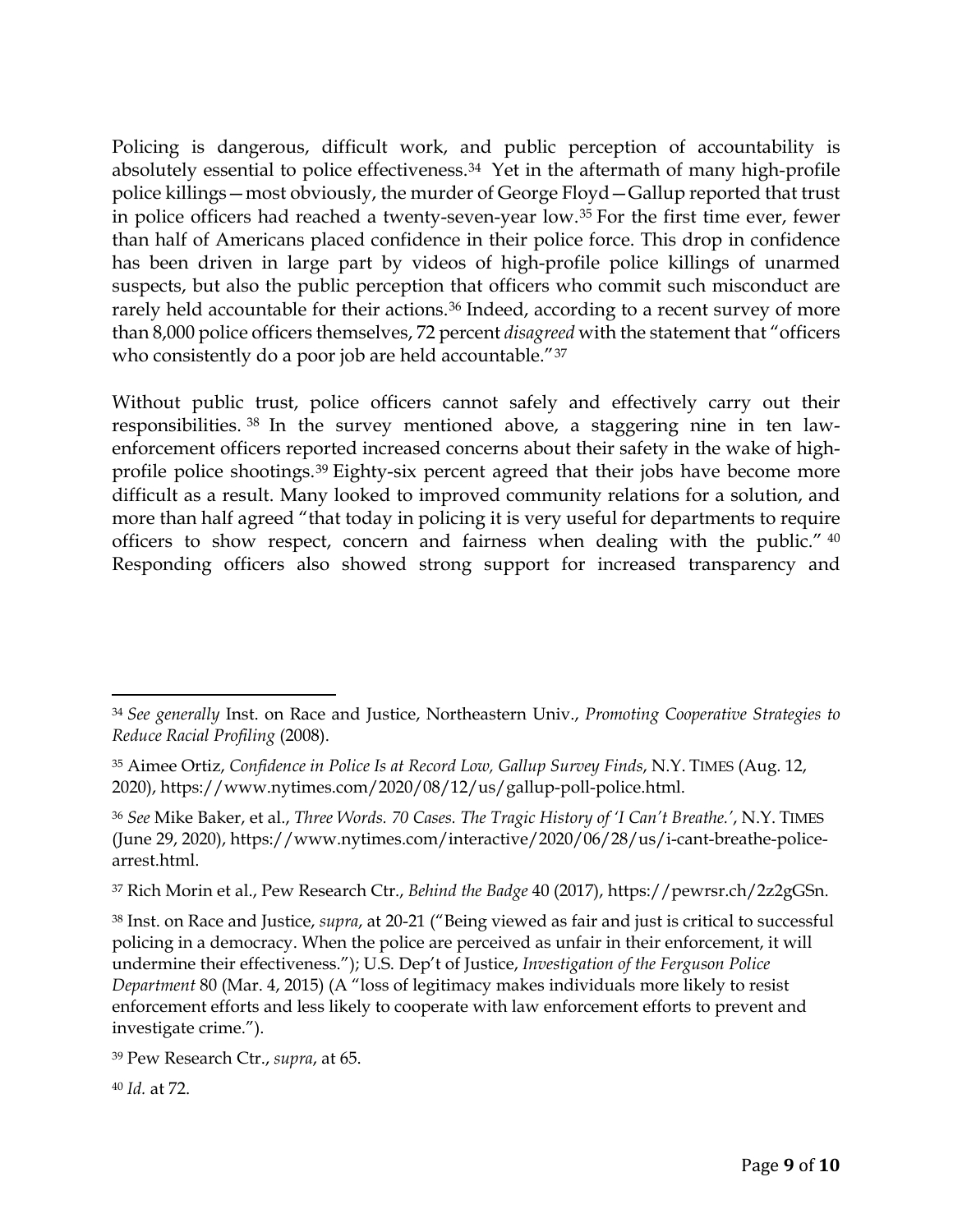Policing is dangerous, difficult work, and public perception of accountability is absolutely essential to police effectiveness.[34] Yet in the aftermath of many high-profile police killings—most obviously, the murder of George Floyd—Gallup reported that trust in police officers had reached a twenty-seven-year low.[35] For the first time ever, fewer than half of Americans placed confidence in their police force. This drop in confidence has been driven in large part by videos of high-profile police killings of unarmed suspects, but also the public perception that officers who commit such misconduct are rarely held accountable for their actions.[36] Indeed, according to a recent survey of more than 8,000 police officers themselves, 72 percent *disagreed* with the statement that "officers who consistently do a poor job are held accountable."[37]

Without public trust, police officers cannot safely and effectively carry out their responsibilities.[38] In the survey mentioned above, a staggering nine in ten law-enforcement officers reported increased concerns about their safety in the wake of high-profile police shootings.[39] Eighty-six percent agreed that their jobs have become more difficult as a result. Many looked to improved community relations for a solution, and more than half agreed "that today in policing it is very useful for departments to require officers to show respect, concern and fairness when dealing with the public."[40] Responding officers also showed strong support for increased transparency and

---

[34] *See generally* Inst. on Race and Justice, Northeastern Univ., *Promoting Cooperative Strategies to Reduce Racial Profiling* (2008).

[35] Aimee Ortiz, *Confidence in Police Is at Record Low, Gallup Survey Finds*, N.Y. TIMES (Aug. 12, 2020), https://www.nytimes.com/2020/08/12/us/gallup-poll-police.html.

[36] *See* Mike Baker, et al., *Three Words. 70 Cases. The Tragic History of 'I Can't Breathe.'*, N.Y. TIMES (June 29, 2020), https://www.nytimes.com/interactive/2020/06/28/us/i-cant-breathe-police-arrest.html.

[37] Rich Morin et al., Pew Research Ctr., *Behind the Badge* 40 (2017), https://pewrsr.ch/2z2gGSn.

[38] Inst. on Race and Justice, *supra*, at 20-21 ("Being viewed as fair and just is critical to successful policing in a democracy. When the police are perceived as unfair in their enforcement, it will undermine their effectiveness."); U.S. Dep't of Justice, *Investigation of the Ferguson Police Department* 80 (Mar. 4, 2015) (A "loss of legitimacy makes individuals more likely to resist enforcement efforts and less likely to cooperate with law enforcement efforts to prevent and investigate crime.").

[39] Pew Research Ctr., *supra*, at 65.

[40] *Id.* at 72.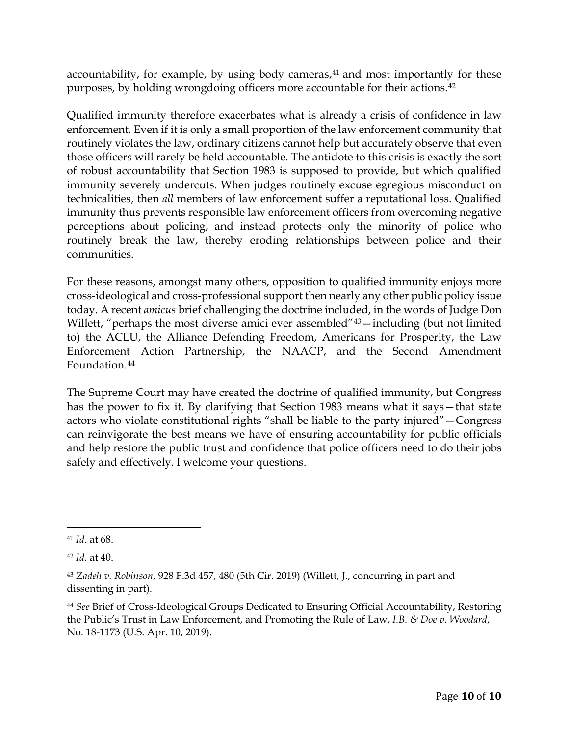accountability, for example, by using body cameras,[41] and most importantly for these purposes, by holding wrongdoing officers more accountable for their actions.[42]

Qualified immunity therefore exacerbates what is already a crisis of confidence in law enforcement. Even if it is only a small proportion of the law enforcement community that routinely violates the law, ordinary citizens cannot help but accurately observe that even those officers will rarely be held accountable. The antidote to this crisis is exactly the sort of robust accountability that Section 1983 is supposed to provide, but which qualified immunity severely undercuts. When judges routinely excuse egregious misconduct on technicalities, then *all* members of law enforcement suffer a reputational loss. Qualified immunity thus prevents responsible law enforcement officers from overcoming negative perceptions about policing, and instead protects only the minority of police who routinely break the law, thereby eroding relationships between police and their communities.

For these reasons, amongst many others, opposition to qualified immunity enjoys more cross-ideological and cross-professional support then nearly any other public policy issue today. A recent *amicus* brief challenging the doctrine included, in the words of Judge Don Willett, "perhaps the most diverse amici ever assembled"[43]—including (but not limited to) the ACLU, the Alliance Defending Freedom, Americans for Prosperity, the Law Enforcement Action Partnership, the NAACP, and the Second Amendment Foundation.[44]

The Supreme Court may have created the doctrine of qualified immunity, but Congress has the power to fix it. By clarifying that Section 1983 means what it says—that state actors who violate constitutional rights "shall be liable to the party injured"—Congress can reinvigorate the best means we have of ensuring accountability for public officials and help restore the public trust and confidence that police officers need to do their jobs safely and effectively. I welcome your questions.

---

[41] *Id.* at 68.

[42] *Id.* at 40.

[43] *Zadeh v. Robinson*, 928 F.3d 457, 480 (5th Cir. 2019) (Willett, J., concurring in part and dissenting in part).

[44] *See* Brief of Cross-Ideological Groups Dedicated to Ensuring Official Accountability, Restoring the Public's Trust in Law Enforcement, and Promoting the Rule of Law, *I.B. & Doe v. Woodard*, No. 18-1173 (U.S. Apr. 10, 2019).